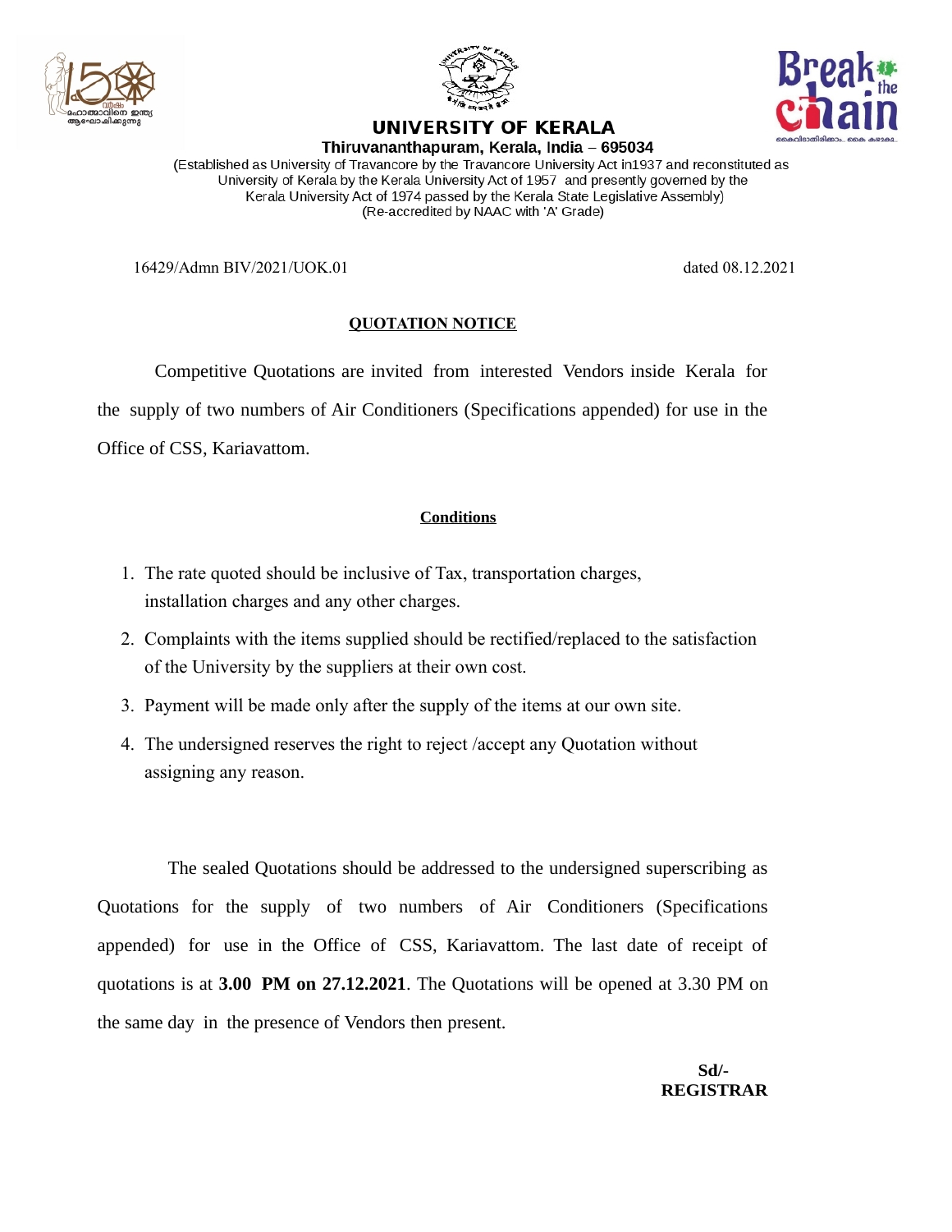# UNIVERSITY OF KERALA

**Thiruvananthapuram, Kerala, India – 695034**

(Established as University of Travancore by the Travancore University Act in1937 and reconstituted as University of Kerala by the Kerala University Act of 1957 and presently governed by the Kerala University Act of 1974 passed by the Kerala State Legislative Assembly)
(Re-accredited by NAAC with 'A' Grade)

16429/Admn BIV/2021/UOK.01 dated 08.12.2021

## QUOTATION NOTICE

Competitive Quotations are invited from interested Vendors inside Kerala for the supply of two numbers of Air Conditioners (Specifications appended) for use in the Office of CSS, Kariavattom.

### Conditions

1. The rate quoted should be inclusive of Tax, transportation charges, installation charges and any other charges.
2. Complaints with the items supplied should be rectified/replaced to the satisfaction of the University by the suppliers at their own cost.
3. Payment will be made only after the supply of the items at our own site.
4. The undersigned reserves the right to reject /accept any Quotation without assigning any reason.

The sealed Quotations should be addressed to the undersigned superscribing as Quotations for the supply of two numbers of Air Conditioners (Specifications appended) for use in the Office of CSS, Kariavattom. The last date of receipt of quotations is at **3.00 PM on 27.12.2021**. The Quotations will be opened at 3.30 PM on the same day in the presence of Vendors then present.

**Sd/-**
**REGISTRAR**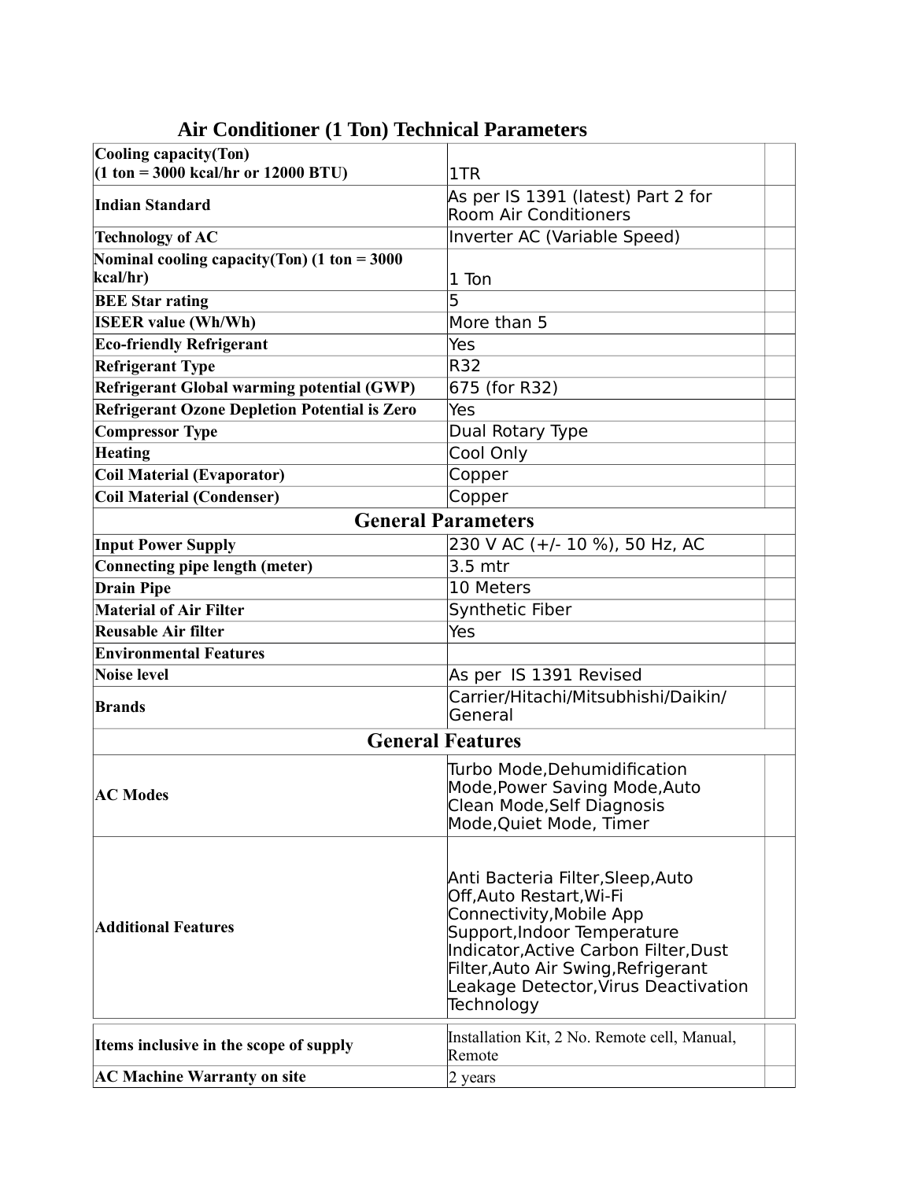## Air Conditioner (1 Ton) Technical Parameters

| | | |
|---|---|---|
| **Cooling capacity(Ton) (1 ton = 3000 kcal/hr or 12000 BTU)** | 1TR | |
| **Indian Standard** | As per IS 1391 (latest) Part 2 for Room Air Conditioners | |
| **Technology of AC** | Inverter AC (Variable Speed) | |
| **Nominal cooling capacity(Ton) (1 ton = 3000 kcal/hr)** | 1 Ton | |
| **BEE Star rating** | 5 | |
| **ISEER value (Wh/Wh)** | More than 5 | |
| **Eco-friendly Refrigerant** | Yes | |
| **Refrigerant Type** | R32 | |
| **Refrigerant Global warming potential (GWP)** | 675 (for R32) | |
| **Refrigerant Ozone Depletion Potential is Zero** | Yes | |
| **Compressor Type** | Dual Rotary Type | |
| **Heating** | Cool Only | |
| **Coil Material (Evaporator)** | Copper | |
| **Coil Material (Condenser)** | Copper | |
| **General Parameters** | | |
| **Input Power Supply** | 230 V AC (+/- 10 %), 50 Hz, AC | |
| **Connecting pipe length (meter)** | 3.5 mtr | |
| **Drain Pipe** | 10 Meters | |
| **Material of Air Filter** | Synthetic Fiber | |
| **Reusable Air filter** | Yes | |
| **Environmental Features** | | |
| **Noise level** | As per IS 1391 Revised | |
| **Brands** | Carrier/Hitachi/Mitsubhishi/Daikin/ General | |
| **General Features** | | |
| **AC Modes** | Turbo Mode,Dehumidification Mode,Power Saving Mode,Auto Clean Mode,Self Diagnosis Mode,Quiet Mode, Timer | |
| **Additional Features** | Anti Bacteria Filter,Sleep,Auto Off,Auto Restart,Wi-Fi Connectivity,Mobile App Support,Indoor Temperature Indicator,Active Carbon Filter,Dust Filter,Auto Air Swing,Refrigerant Leakage Detector,Virus Deactivation Technology | |
| **Items inclusive in the scope of supply** | Installation Kit, 2 No. Remote cell, Manual, Remote | |
| **AC Machine Warranty on site** | 2 years | |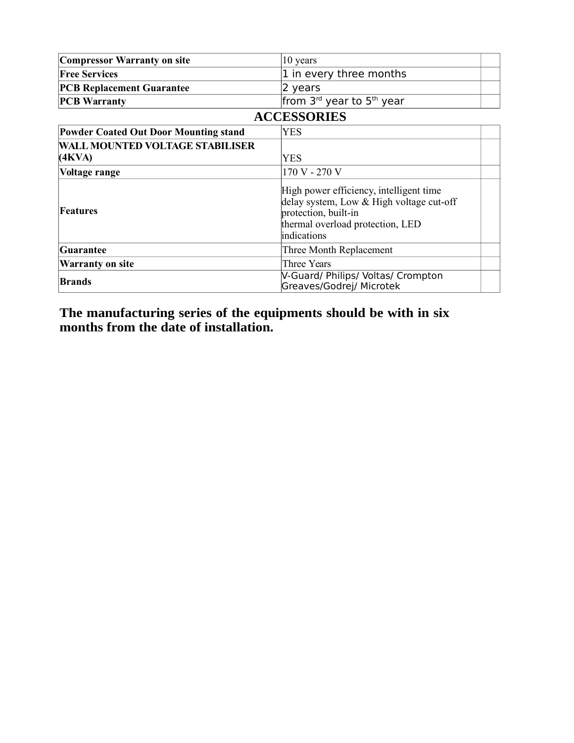| | | |
|---|---|---|
| **Compressor Warranty on site** | 10 years | |
| **Free Services** | 1 in every three months | |
| **PCB Replacement Guarantee** | 2 years | |
| **PCB Warranty** | from 3rd year to 5th year | |

## ACCESSORIES

| | | |
|---|---|---|
| **Powder Coated Out Door Mounting stand** | YES | |
| **WALL MOUNTED VOLTAGE STABILISER (4KVA)** | YES | |
| **Voltage range** | 170 V - 270 V | |
| **Features** | High power efficiency, intelligent time delay system, Low & High voltage cut-off protection, built-in thermal overload protection, LED indications | |
| **Guarantee** | Three Month Replacement | |
| **Warranty on site** | Three Years | |
| **Brands** | V-Guard/ Philips/ Voltas/ Crompton Greaves/Godrej/ Microtek | |

**The manufacturing series of the equipments should be with in six months from the date of installation.**